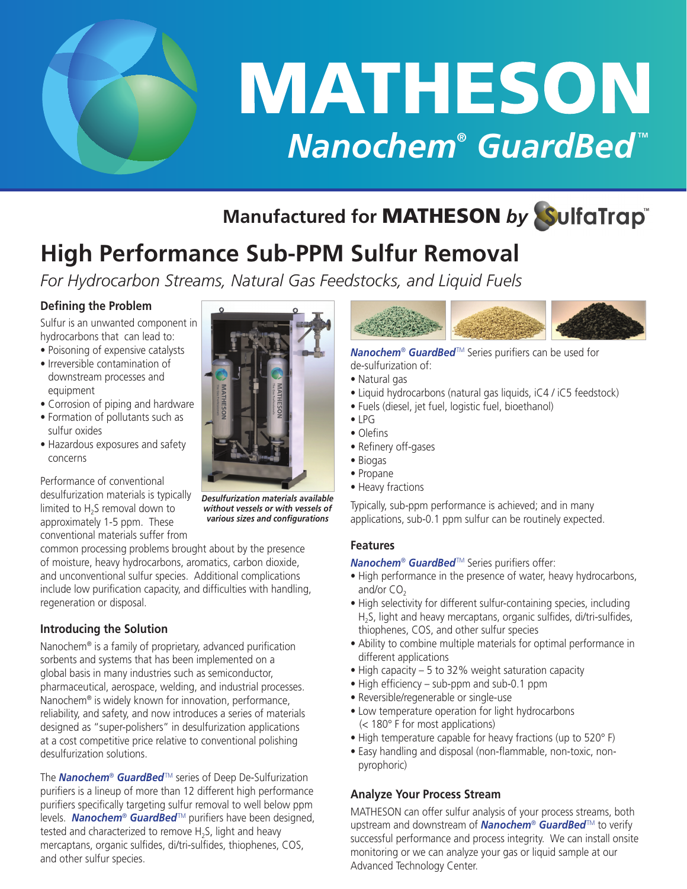# MATHESON

## *Nanochem® GuardBed™*

**Manufactured for MATHESON *by* SulfaTrap™**

# High Performance Sub-PPM Sulfur Removal

*For Hydrocarbon Streams, Natural Gas Feedstocks, and Liquid Fuels*

### Defining the Problem

Sulfur is an unwanted component in hydrocarbons that can lead to:

- Poisoning of expensive catalysts
- Irreversible contamination of downstream processes and equipment
- Corrosion of piping and hardware
- Formation of pollutants such as sulfur oxides
- Hazardous exposures and safety concerns

Performance of conventional desulfurization materials is typically limited to $H_2S$ removal down to approximately 1-5 ppm. These conventional materials suffer from common processing problems brought about by the presence of moisture, heavy hydrocarbons, aromatics, carbon dioxide, and unconventional sulfur species. Additional complications include low purification capacity, and difficulties with handling, regeneration or disposal.

*Desulfurization materials available without vessels or with vessels of various sizes and configurations*

### Introducing the Solution

Nanochem® is a family of proprietary, advanced purification sorbents and systems that has been implemented on a global basis in many industries such as semiconductor, pharmaceutical, aerospace, welding, and industrial processes. Nanochem® is widely known for innovation, performance, reliability, and safety, and now introduces a series of materials designed as "super-polishers" in desulfurization applications at a cost competitive price relative to conventional polishing desulfurization solutions.

The ***Nanochem® GuardBed***™ series of Deep De-Sulfurization purifiers is a lineup of more than 12 different high performance purifiers specifically targeting sulfur removal to well below ppm levels. ***Nanochem® GuardBed***™ purifiers have been designed, tested and characterized to remove $H_2S$, light and heavy mercaptans, organic sulfides, di/tri-sulfides, thiophenes, COS, and other sulfur species.

***Nanochem® GuardBed***™ Series purifiers can be used for de-sulfurization of:

- Natural gas
- Liquid hydrocarbons (natural gas liquids, iC4 / iC5 feedstock)
- Fuels (diesel, jet fuel, logistic fuel, bioethanol)
- LPG
- Olefins
- Refinery off-gases
- Biogas
- Propane
- Heavy fractions

Typically, sub-ppm performance is achieved; and in many applications, sub-0.1 ppm sulfur can be routinely expected.

### Features

***Nanochem® GuardBed***™ Series purifiers offer:

- High performance in the presence of water, heavy hydrocarbons, and/or $CO_2$
- High selectivity for different sulfur-containing species, including $H_2S$, light and heavy mercaptans, organic sulfides, di/tri-sulfides, thiophenes, COS, and other sulfur species
- Ability to combine multiple materials for optimal performance in different applications
- High capacity – 5 to 32% weight saturation capacity
- High efficiency – sub-ppm and sub-0.1 ppm
- Reversible/regenerable or single-use
- Low temperature operation for light hydrocarbons (< 180° F for most applications)
- High temperature capable for heavy fractions (up to 520° F)
- Easy handling and disposal (non-flammable, non-toxic, non-pyrophoric)

### Analyze Your Process Stream

MATHESON can offer sulfur analysis of your process streams, both upstream and downstream of ***Nanochem® GuardBed***™ to verify successful performance and process integrity. We can install onsite monitoring or we can analyze your gas or liquid sample at our Advanced Technology Center.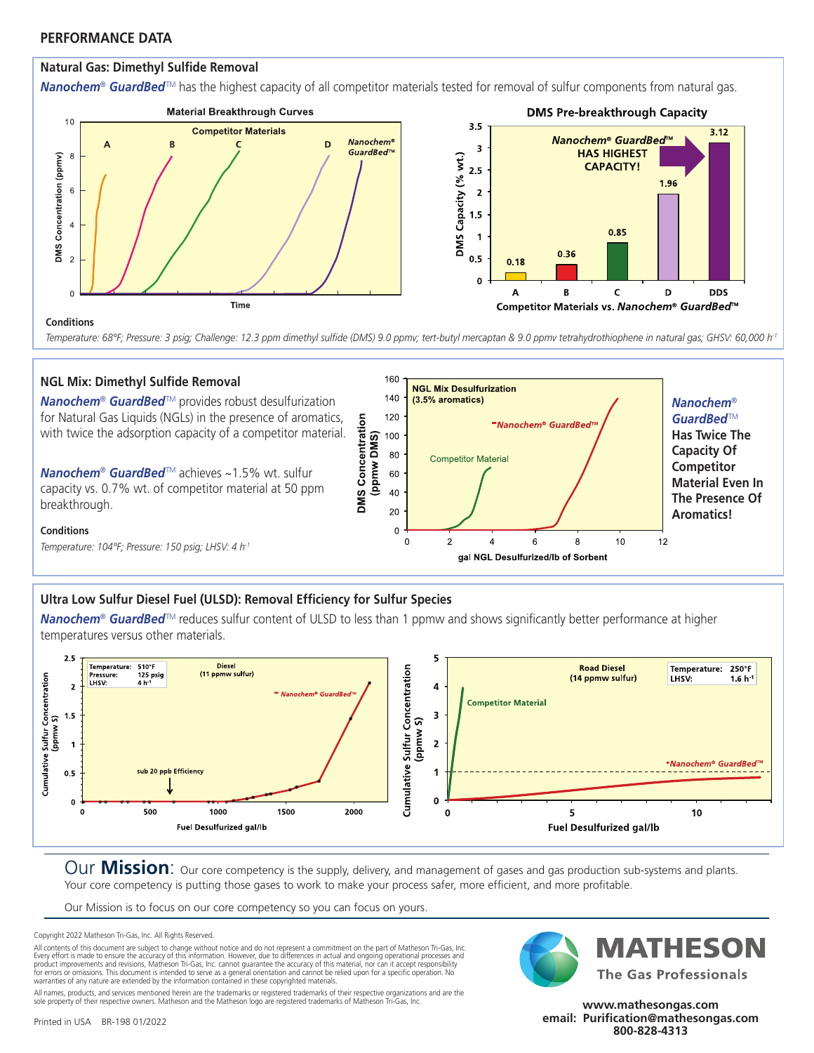## PERFORMANCE DATA

### Natural Gas: Dimethyl Sulfide Removal

***Nanochem® GuardBed™*** has the highest capacity of all competitor materials tested for removal of sulfur components from natural gas.

**Material Breakthrough Curves**

Competitor Materials

A B C D *Nanochem® GuardBed™*

DMS Concentration (ppmv)

0 2 4 6 8 10

Time

**DMS Pre-breakthrough Capacity**

***Nanochem® GuardBed™* HAS HIGHEST CAPACITY!**

DMS Capacity (% wt.)

0 0.5 1 1.5 2 2.5 3 3.5

0.18 0.36 0.85 1.96 3.12

A B C D DDS

Competitor Materials vs. *Nanochem® GuardBed™*

**Conditions**

*Temperature: 68°F; Pressure: 3 psig; Challenge: 12.3 ppm dimethyl sulfide (DMS) 9.0 ppmv; tert-butyl mercaptan & 9.0 ppmv tetrahydrothiophene in natural gas; GHSV: 60,000 h⁻¹*

### NGL Mix: Dimethyl Sulfide Removal

***Nanochem® GuardBed™*** provides robust desulfurization for Natural Gas Liquids (NGLs) in the presence of aromatics, with twice the adsorption capacity of a competitor material.

***Nanochem® GuardBed™*** achieves ~1.5% wt. sulfur capacity vs. 0.7% wt. of competitor material at 50 ppm breakthrough.

**Conditions**

*Temperature: 104°F; Pressure: 150 psig; LHSV: 4 h⁻¹*

**NGL Mix Desulfurization (3.5% aromatics)**

*Nanochem® GuardBed™*

Competitor Material

DMS Concentration (ppmw DMS)

0 20 40 60 80 100 120 140 160

0 2 4 6 8 10 12

gal NGL Desulfurized/lb of Sorbent

***Nanochem® GuardBed™* Has Twice The Capacity Of Competitor Material Even In The Presence Of Aromatics!**

### Ultra Low Sulfur Diesel Fuel (ULSD): Removal Efficiency for Sulfur Species

***Nanochem® GuardBed™*** reduces sulfur content of ULSD to less than 1 ppmw and shows significantly better performance at higher temperatures versus other materials.

Temperature: 510°F
Pressure: 125 psig
LHSV: 4 h⁻¹

Diesel (11 ppmw sulfur)

*Nanochem® GuardBed™*

sub 20 ppb Efficiency

Cumulative Sulfur Concentration (ppmw S)

0 0.5 1 1.5 2 2.5

0 500 1000 1500 2000

Fuel Desulfurized gal/lb

Road Diesel (14 ppmw sulfur)

Temperature: 250°F
LHSV: 1.6 h⁻¹

Competitor Material

*Nanochem® GuardBed™*

Cumulative Sulfur Concentration (ppmw S)

0 1 2 3 4 5

0 5 10

Fuel Desulfurized gal/lb

Our **Mission**: Our core competency is the supply, delivery, and management of gases and gas production sub-systems and plants. Your core competency is putting those gases to work to make your process safer, more efficient, and more profitable.

Our Mission is to focus on our core competency so you can focus on yours.

Copyright 2022 Matheson Tri-Gas, Inc. All Rights Reserved.

All contents of this document are subject to change without notice and do not represent a commitment on the part of Matheson Tri-Gas, Inc. Every effort is made to ensure the accuracy of this information. However, due to differences in actual and ongoing operational processes and product improvements and revisions, Matheson Tri-Gas, Inc. cannot guarantee the accuracy of this material, nor can it accept responsibility for errors or omissions. This document is intended to serve as a general orientation and cannot be relied upon for a specific operation. No warranties of any nature are extended by the information contained in these copyrighted materials.

All names, products, and services mentioned herein are the trademarks or registered trademarks of their respective organizations and are the sole property of their respective owners. Matheson and the Matheson logo are registered trademarks of Matheson Tri-Gas, Inc.

Printed in USA BR-198 01/2022

**MATHESON**
The Gas Professionals

www.mathesongas.com
email: Purification@mathesongas.com
800-828-4313